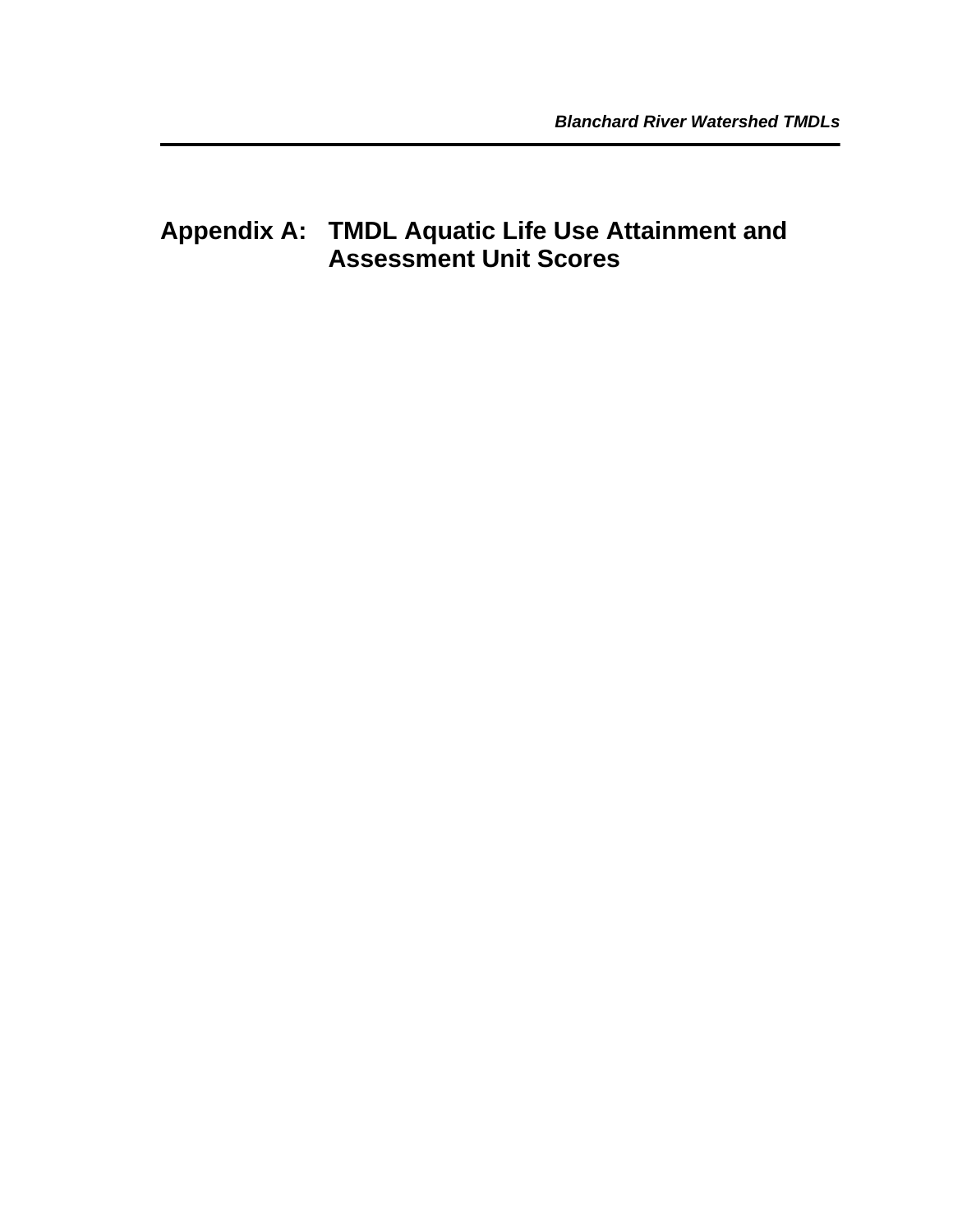# Appendix A: TMDL Aquatic Life Use Attainment and Assessment Unit Scores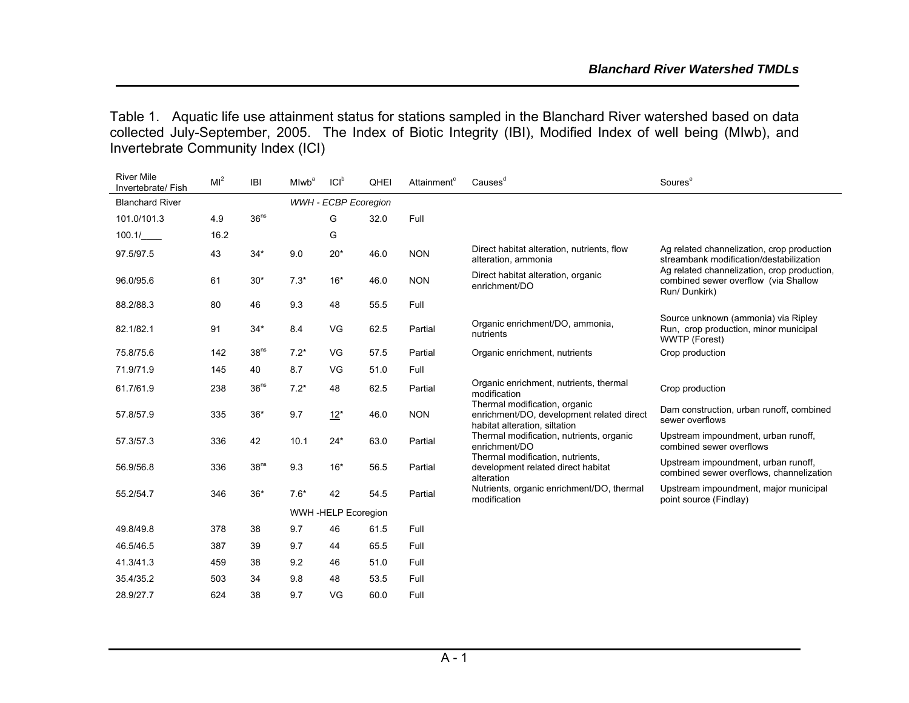Table 1. Aquatic life use attainment status for stations sampled in the Blanchard River watershed based on data collected July-September, 2005. The Index of Biotic Integrity (IBI), Modified Index of well being (MIwb), and Invertebrate Community Index (ICI)

| River Mile Invertebrate/ Fish | MI[2] | IBI | MIwb[a] | ICI[b] | QHEI | Attainment[c] | Causes[d] | Soures[e] |
|---|---|---|---|---|---|---|---|---|
| Blanchard River | | | *WWH - ECBP Ecoregion* | | | | | |
| 101.0/101.3 | 4.9 | 36[ns] | | G | 32.0 | Full | | |
| 100.1/____ | 16.2 | | | G | | | | |
| 97.5/97.5 | 43 | 34* | 9.0 | 20* | 46.0 | NON | Direct habitat alteration, nutrients, flow alteration, ammonia | Ag related channelization, crop production streambank modification/destabilization |
| 96.0/95.6 | 61 | 30* | 7.3* | 16* | 46.0 | NON | Direct habitat alteration, organic enrichment/DO | Ag related channelization, crop production, combined sewer overflow (via Shallow Run/ Dunkirk) |
| 88.2/88.3 | 80 | 46 | 9.3 | 48 | 55.5 | Full | | |
| 82.1/82.1 | 91 | 34* | 8.4 | VG | 62.5 | Partial | Organic enrichment/DO, ammonia, nutrients | Source unknown (ammonia) via Ripley Run, crop production, minor municipal WWTP (Forest) |
| 75.8/75.6 | 142 | 38[ns] | 7.2* | VG | 57.5 | Partial | Organic enrichment, nutrients | Crop production |
| 71.9/71.9 | 145 | 40 | 8.7 | VG | 51.0 | Full | | |
| 61.7/61.9 | 238 | 36[ns] | 7.2* | 48 | 62.5 | Partial | Organic enrichment, nutrients, thermal modification | Crop production |
| 57.8/57.9 | 335 | 36* | 9.7 | <u>12</u>* | 46.0 | NON | Thermal modification, organic enrichment/DO, development related direct habitat alteration, siltation | Dam construction, urban runoff, combined sewer overflows |
| 57.3/57.3 | 336 | 42 | 10.1 | 24* | 63.0 | Partial | Thermal modification, nutrients, organic enrichment/DO | Upstream impoundment, urban runoff, combined sewer overflows |
| 56.9/56.8 | 336 | 38[ns] | 9.3 | 16* | 56.5 | Partial | Thermal modification, nutrients, development related direct habitat alteration | Upstream impoundment, urban runoff, combined sewer overflows, channelization |
| 55.2/54.7 | 346 | 36* | 7.6* | 42 | 54.5 | Partial | Nutrients, organic enrichment/DO, thermal modification | Upstream impoundment, major municipal point source (Findlay) |
| | | | WWH -HELP Ecoregion | | | | | |
| 49.8/49.8 | 378 | 38 | 9.7 | 46 | 61.5 | Full | | |
| 46.5/46.5 | 387 | 39 | 9.7 | 44 | 65.5 | Full | | |
| 41.3/41.3 | 459 | 38 | 9.2 | 46 | 51.0 | Full | | |
| 35.4/35.2 | 503 | 34 | 9.8 | 48 | 53.5 | Full | | |
| 28.9/27.7 | 624 | 38 | 9.7 | VG | 60.0 | Full | | |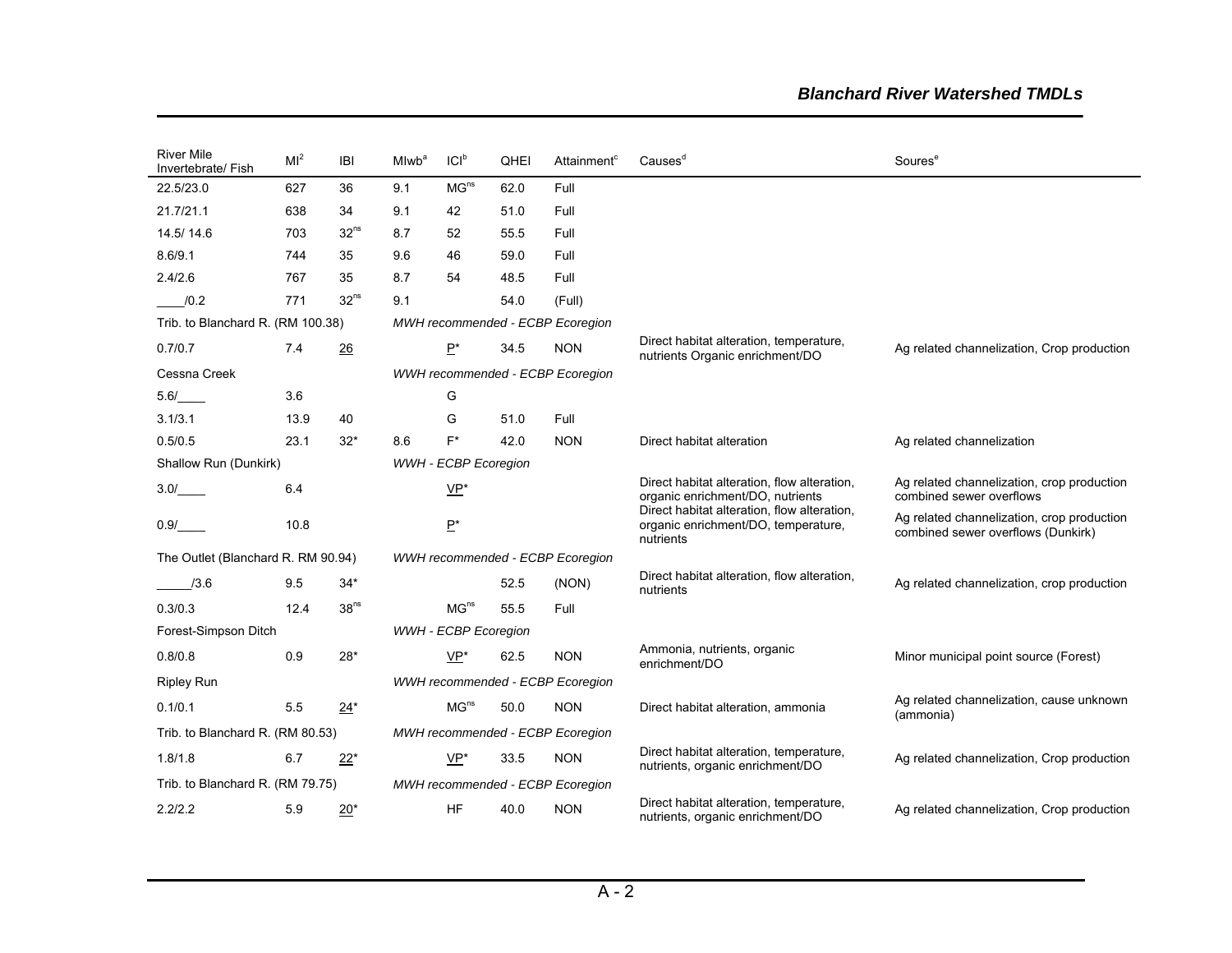| River Mile Invertebrate/ Fish | $MI^2$ | IBI | MIwb[a] | ICI[b] | QHEI | Attainment[c] | Causes[d] | Soures[e] |
|---|---|---|---|---|---|---|---|---|
| 22.5/23.0 | 627 | 36 | 9.1 | MG[ns] | 62.0 | Full | | |
| 21.7/21.1 | 638 | 34 | 9.1 | 42 | 51.0 | Full | | |
| 14.5/ 14.6 | 703 | 32[ns] | 8.7 | 52 | 55.5 | Full | | |
| 8.6/9.1 | 744 | 35 | 9.6 | 46 | 59.0 | Full | | |
| 2.4/2.6 | 767 | 35 | 8.7 | 54 | 48.5 | Full | | |
| ____/0.2 | 771 | 32[ns] | 9.1 | | 54.0 | (Full) | | |
| Trib. to Blanchard R. (RM 100.38) | | | *MWH recommended - ECBP Ecoregion* | | | | | |
| 0.7/0.7 | 7.4 | <u>26</u> | | <u>P</u>* | 34.5 | NON | Direct habitat alteration, temperature, nutrients Organic enrichment/DO | Ag related channelization, Crop production |
| Cessna Creek | | | *WWH recommended - ECBP Ecoregion* | | | | | |
| 5.6/____ | 3.6 | | | G | | | | |
| 3.1/3.1 | 13.9 | 40 | | G | 51.0 | Full | | |
| 0.5/0.5 | 23.1 | 32* | 8.6 | F* | 42.0 | NON | Direct habitat alteration | Ag related channelization |
| Shallow Run (Dunkirk) | | | *WWH - ECBP Ecoregion* | | | | | |
| 3.0/____ | 6.4 | | | <u>VP</u>* | | | Direct habitat alteration, flow alteration, organic enrichment/DO, nutrients | Ag related channelization, crop production combined sewer overflows |
| 0.9/____ | 10.8 | | | <u>P</u>* | | | Direct habitat alteration, flow alteration, organic enrichment/DO, temperature, nutrients | Ag related channelization, crop production combined sewer overflows (Dunkirk) |
| The Outlet (Blanchard R. RM 90.94) | | | *WWH recommended - ECBP Ecoregion* | | | | | |
| _____/3.6 | 9.5 | 34* | | | 52.5 | (NON) | Direct habitat alteration, flow alteration, nutrients | Ag related channelization, crop production |
| 0.3/0.3 | 12.4 | 38[ns] | | MG[ns] | 55.5 | Full | | |
| Forest-Simpson Ditch | | | *WWH - ECBP Ecoregion* | | | | | |
| 0.8/0.8 | 0.9 | 28* | | <u>VP</u>* | 62.5 | NON | Ammonia, nutrients, organic enrichment/DO | Minor municipal point source (Forest) |
| Ripley Run | | | *WWH recommended - ECBP Ecoregion* | | | | | |
| 0.1/0.1 | 5.5 | <u>24</u>* | | MG[ns] | 50.0 | NON | Direct habitat alteration, ammonia | Ag related channelization, cause unknown (ammonia) |
| Trib. to Blanchard R. (RM 80.53) | | | *MWH recommended - ECBP Ecoregion* | | | | | |
| 1.8/1.8 | 6.7 | <u>22</u>* | | <u>VP</u>* | 33.5 | NON | Direct habitat alteration, temperature, nutrients, organic enrichment/DO | Ag related channelization, Crop production |
| Trib. to Blanchard R. (RM 79.75) | | | *MWH recommended - ECBP Ecoregion* | | | | | |
| 2.2/2.2 | 5.9 | <u>20</u>* | | HF | 40.0 | NON | Direct habitat alteration, temperature, nutrients, organic enrichment/DO | Ag related channelization, Crop production |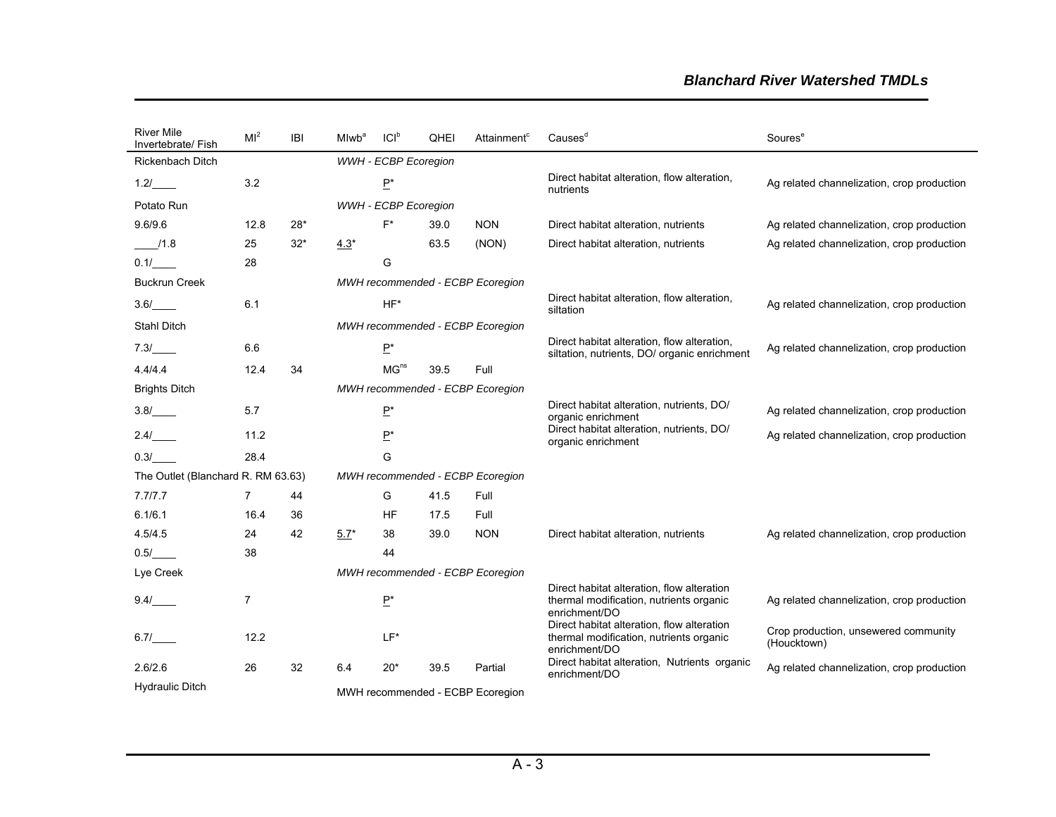| River Mile Invertebrate/ Fish | MI[2] | IBI | MIwb[a] | ICI[b] | QHEI | Attainment[c] | Causes[d] | Soures[e] |
|---|---|---|---|---|---|---|---|---|
| Rickenbach Ditch | | | *WWH - ECBP Ecoregion* | | | | | |
| 1.2/____ | 3.2 | | | P* | | | Direct habitat alteration, flow alteration, nutrients | Ag related channelization, crop production |
| Potato Run | | | *WWH - ECBP Ecoregion* | | | | | |
| 9.6/9.6 | 12.8 | 28* | | F* | 39.0 | NON | Direct habitat alteration, nutrients | Ag related channelization, crop production |
| ____/1.8 | 25 | 32* | 4.3* | | 63.5 | (NON) | Direct habitat alteration, nutrients | Ag related channelization, crop production |
| 0.1/____ | 28 | | | G | | | | |
| Buckrun Creek | | | *MWH recommended - ECBP Ecoregion* | | | | | |
| 3.6/____ | 6.1 | | | HF* | | | Direct habitat alteration, flow alteration, siltation | Ag related channelization, crop production |
| Stahl Ditch | | | *MWH recommended - ECBP Ecoregion* | | | | | |
| 7.3/____ | 6.6 | | | P* | | | Direct habitat alteration, flow alteration, siltation, nutrients, DO/ organic enrichment | Ag related channelization, crop production |
| 4.4/4.4 | 12.4 | 34 | | MG[ns] | 39.5 | Full | | |
| Brights Ditch | | | *MWH recommended - ECBP Ecoregion* | | | | | |
| 3.8/____ | 5.7 | | | P* | | | Direct habitat alteration, nutrients, DO/ organic enrichment | Ag related channelization, crop production |
| 2.4/____ | 11.2 | | | P* | | | Direct habitat alteration, nutrients, DO/ organic enrichment | Ag related channelization, crop production |
| 0.3/____ | 28.4 | | | G | | | | |
| The Outlet (Blanchard R. RM 63.63) | | | *MWH recommended - ECBP Ecoregion* | | | | | |
| 7.7/7.7 | 7 | 44 | | G | 41.5 | Full | | |
| 6.1/6.1 | 16.4 | 36 | | HF | 17.5 | Full | | |
| 4.5/4.5 | 24 | 42 | 5.7* | 38 | 39.0 | NON | Direct habitat alteration, nutrients | Ag related channelization, crop production |
| 0.5/____ | 38 | | | 44 | | | | |
| Lye Creek | | | *MWH recommended - ECBP Ecoregion* | | | | | |
| 9.4/____ | 7 | | | P* | | | Direct habitat alteration, flow alteration thermal modification, nutrients organic enrichment/DO | Ag related channelization, crop production |
| 6.7/____ | 12.2 | | | LF* | | | Direct habitat alteration, flow alteration thermal modification, nutrients organic enrichment/DO | Crop production, unsewered community (Houcktown) |
| 2.6/2.6 | 26 | 32 | 6.4 | 20* | 39.5 | Partial | Direct habitat alteration, Nutrients organic enrichment/DO | Ag related channelization, crop production |
| Hydraulic Ditch | | | MWH recommended - ECBP Ecoregion | | | | | |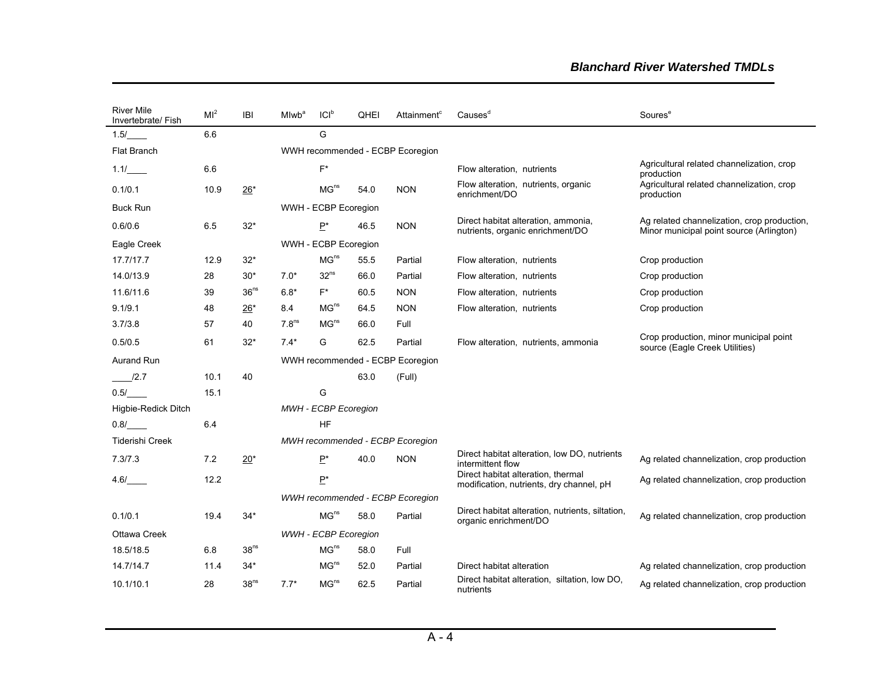| River Mile Invertebrate/ Fish | MI[2] | IBI | MIwb[a] | ICI[b] | QHEI | Attainment[c] | Causes[d] | Soures[e] |
|---|---|---|---|---|---|---|---|---|
| 1.5/____ | 6.6 | | | G | | | | |
| Flat Branch | | | WWH recommended - ECBP Ecoregion | | | | | |
| 1.1/____ | 6.6 | | | F* | | | Flow alteration, nutrients | Agricultural related channelization, crop production |
| 0.1/0.1 | 10.9 | <u>26</u>* | | MG[ns] | 54.0 | NON | Flow alteration, nutrients, organic enrichment/DO | Agricultural related channelization, crop production |
| Buck Run | | | WWH - ECBP Ecoregion | | | | | |
| 0.6/0.6 | 6.5 | 32* | | <u>P</u>* | 46.5 | NON | Direct habitat alteration, ammonia, nutrients, organic enrichment/DO | Ag related channelization, crop production, Minor municipal point source (Arlington) |
| Eagle Creek | | | WWH - ECBP Ecoregion | | | | | |
| 17.7/17.7 | 12.9 | 32* | | MG[ns] | 55.5 | Partial | Flow alteration, nutrients | Crop production |
| 14.0/13.9 | 28 | 30* | 7.0* | 32[ns] | 66.0 | Partial | Flow alteration, nutrients | Crop production |
| 11.6/11.6 | 39 | 36[ns] | 6.8* | F* | 60.5 | NON | Flow alteration, nutrients | Crop production |
| 9.1/9.1 | 48 | <u>26</u>* | 8.4 | MG[ns] | 64.5 | NON | Flow alteration, nutrients | Crop production |
| 3.7/3.8 | 57 | 40 | 7.8[ns] | MG[ns] | 66.0 | Full | | |
| 0.5/0.5 | 61 | 32* | 7.4* | G | 62.5 | Partial | Flow alteration, nutrients, ammonia | Crop production, minor municipal point source (Eagle Creek Utilities) |
| Aurand Run | | | WWH recommended - ECBP Ecoregion | | | | | |
| ____/2.7 | 10.1 | 40 | | | 63.0 | (Full) | | |
| 0.5/____ | 15.1 | | | G | | | | |
| Higbie-Redick Ditch | | | *MWH - ECBP Ecoregion* | | | | | |
| 0.8/____ | 6.4 | | | HF | | | | |
| Tiderishi Creek | | | *MWH recommended - ECBP Ecoregion* | | | | | |
| 7.3/7.3 | 7.2 | <u>20</u>* | | <u>P</u>* | 40.0 | NON | Direct habitat alteration, low DO, nutrients intermittent flow | Ag related channelization, crop production |
| 4.6/____ | 12.2 | | | <u>P</u>* | | | Direct habitat alteration, thermal modification, nutrients, dry channel, pH | Ag related channelization, crop production |
| | | | *WWH recommended - ECBP Ecoregion* | | | | | |
| 0.1/0.1 | 19.4 | 34* | | MG[ns] | 58.0 | Partial | Direct habitat alteration, nutrients, siltation, organic enrichment/DO | Ag related channelization, crop production |
| Ottawa Creek | | | *WWH - ECBP Ecoregion* | | | | | |
| 18.5/18.5 | 6.8 | 38[ns] | | MG[ns] | 58.0 | Full | | |
| 14.7/14.7 | 11.4 | 34* | | MG[ns] | 52.0 | Partial | Direct habitat alteration | Ag related channelization, crop production |
| 10.1/10.1 | 28 | 38[ns] | 7.7* | MG[ns] | 62.5 | Partial | Direct habitat alteration, siltation, low DO, nutrients | Ag related channelization, crop production |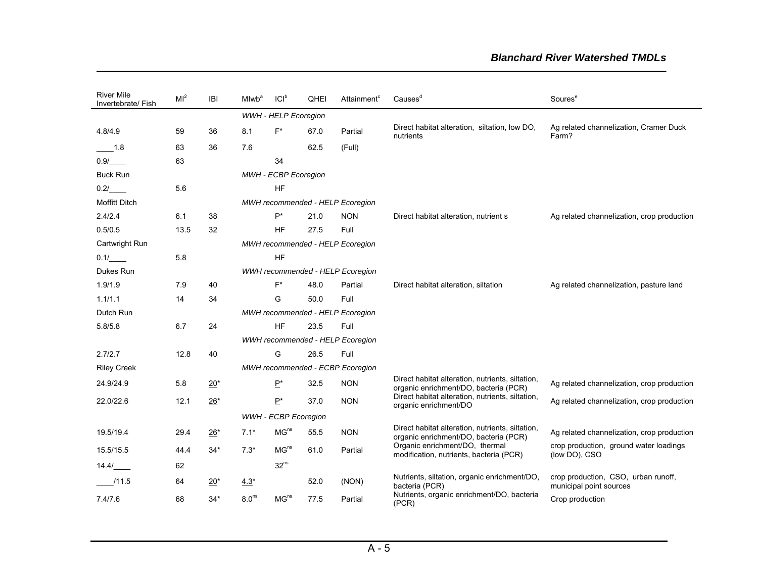| River Mile Invertebrate/ Fish | MI[2] | IBI | MIwb[a] | ICI[b] | QHEI | Attainment[c] | Causes[d] | Soures[e] |
|---|---|---|---|---|---|---|---|---|
| | | | *WWH - HELP Ecoregion* | | | | | |
| 4.8/4.9 | 59 | 36 | 8.1 | F* | 67.0 | Partial | Direct habitat alteration, siltation, low DO, nutrients | Ag related channelization, Cramer Duck Farm? |
| ____1.8 | 63 | 36 | 7.6 | | 62.5 | (Full) | | |
| 0.9/____ | 63 | | | 34 | | | | |
| Buck Run | | | *MWH - ECBP Ecoregion* | | | | | |
| 0.2/____ | 5.6 | | | HF | | | | |
| Moffitt Ditch | | | *MWH recommended - HELP Ecoregion* | | | | | |
| 2.4/2.4 | 6.1 | 38 | | P* | 21.0 | NON | Direct habitat alteration, nutrient s | Ag related channelization, crop production |
| 0.5/0.5 | 13.5 | 32 | | HF | 27.5 | Full | | |
| Cartwright Run | | | *MWH recommended - HELP Ecoregion* | | | | | |
| 0.1/____ | 5.8 | | | HF | | | | |
| Dukes Run | | | *WWH recommended - HELP Ecoregion* | | | | | |
| 1.9/1.9 | 7.9 | 40 | | F* | 48.0 | Partial | Direct habitat alteration, siltation | Ag related channelization, pasture land |
| 1.1/1.1 | 14 | 34 | | G | 50.0 | Full | | |
| Dutch Run | | | *MWH recommended - HELP Ecoregion* | | | | | |
| 5.8/5.8 | 6.7 | 24 | | HF | 23.5 | Full | | |
| | | | *WWH recommended - HELP Ecoregion* | | | | | |
| 2.7/2.7 | 12.8 | 40 | | G | 26.5 | Full | | |
| Riley Creek | | | *MWH recommended - ECBP Ecoregion* | | | | | |
| 24.9/24.9 | 5.8 | 20* | | P* | 32.5 | NON | Direct habitat alteration, nutrients, siltation, organic enrichment/DO, bacteria (PCR) | Ag related channelization, crop production |
| 22.0/22.6 | 12.1 | 26* | | P* | 37.0 | NON | Direct habitat alteration, nutrients, siltation, organic enrichment/DO | Ag related channelization, crop production |
| | | | *WWH - ECBP Ecoregion* | | | | | |
| 19.5/19.4 | 29.4 | 26* | 7.1* | MG[ns] | 55.5 | NON | Direct habitat alteration, nutrients, siltation, organic enrichment/DO, bacteria (PCR) | Ag related channelization, crop production |
| 15.5/15.5 | 44.4 | 34* | 7.3* | MG[ns] | 61.0 | Partial | Organic enrichment/DO, thermal modification, nutrients, bacteria (PCR) | crop production, ground water loadings (low DO), CSO |
| 14.4/____ | 62 | | | 32[ns] | | | | |
| ____/11.5 | 64 | 20* | 4.3* | | 52.0 | (NON) | Nutrients, siltation, organic enrichment/DO, bacteria (PCR) | crop production, CSO, urban runoff, municipal point sources |
| 7.4/7.6 | 68 | 34* | 8.0[ns] | MG[ns] | 77.5 | Partial | Nutrients, organic enrichment/DO, bacteria (PCR) | Crop production |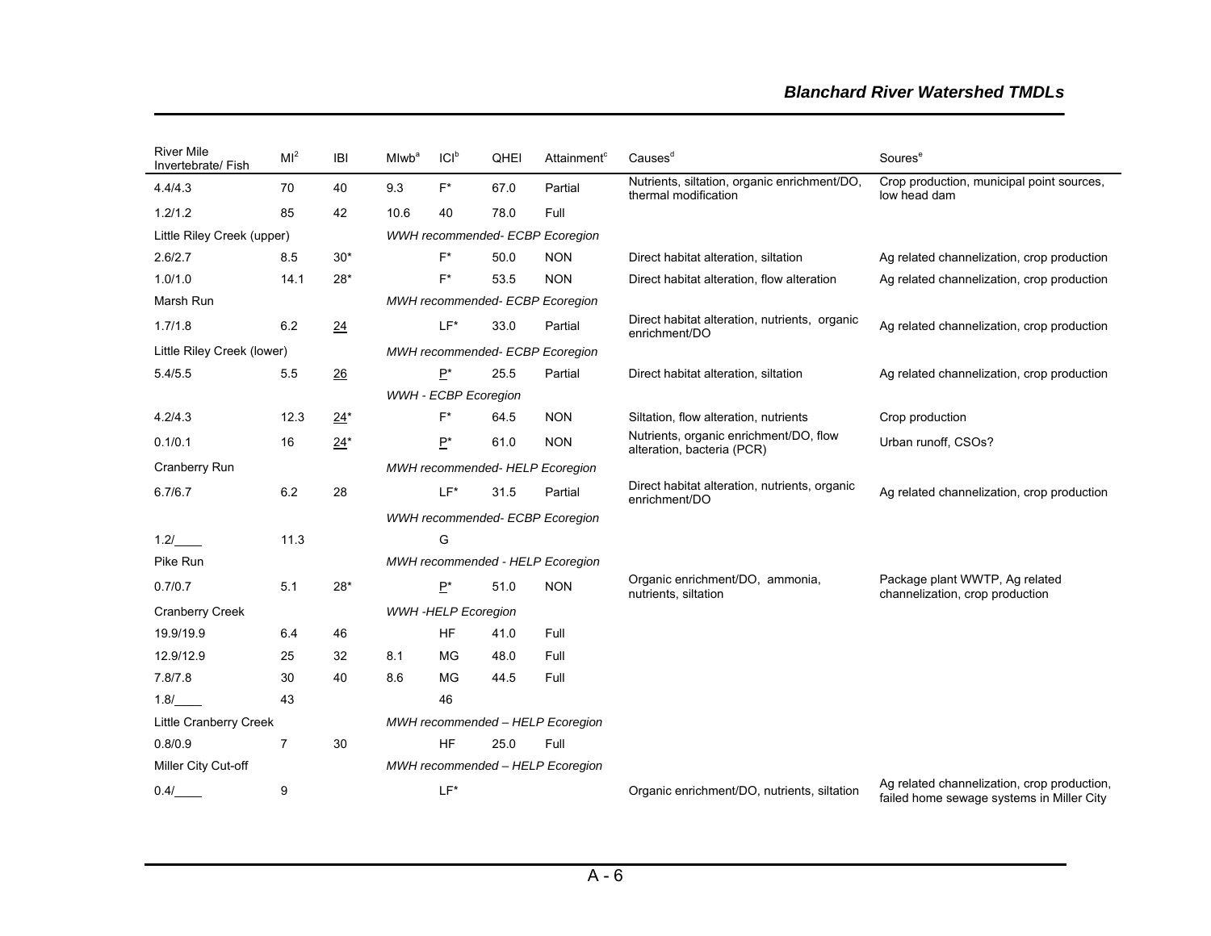| River Mile Invertebrate/ Fish | MI[2] | IBI | MIwb[a] | ICI[b] | QHEI | Attainment[c] | Causes[d] | Soures[e] |
|---|---|---|---|---|---|---|---|---|
| 4.4/4.3 | 70 | 40 | 9.3 | F* | 67.0 | Partial | Nutrients, siltation, organic enrichment/DO, thermal modification | Crop production, municipal point sources, low head dam |
| 1.2/1.2 | 85 | 42 | 10.6 | 40 | 78.0 | Full | | |
| Little Riley Creek (upper) | | | *WWH recommended- ECBP Ecoregion* | | | | | |
| 2.6/2.7 | 8.5 | 30* | | F* | 50.0 | NON | Direct habitat alteration, siltation | Ag related channelization, crop production |
| 1.0/1.0 | 14.1 | 28* | | F* | 53.5 | NON | Direct habitat alteration, flow alteration | Ag related channelization, crop production |
| Marsh Run | | | *MWH recommended- ECBP Ecoregion* | | | | | |
| 1.7/1.8 | 6.2 | <u>24</u> | | LF* | 33.0 | Partial | Direct habitat alteration, nutrients, organic enrichment/DO | Ag related channelization, crop production |
| Little Riley Creek (lower) | | | *MWH recommended- ECBP Ecoregion* | | | | | |
| 5.4/5.5 | 5.5 | <u>26</u> | | <u>P</u>* | 25.5 | Partial | Direct habitat alteration, siltation | Ag related channelization, crop production |
| | | | *WWH - ECBP Ecoregion* | | | | | |
| 4.2/4.3 | 12.3 | <u>24</u>* | | F* | 64.5 | NON | Siltation, flow alteration, nutrients | Crop production |
| 0.1/0.1 | 16 | <u>24</u>* | | <u>P</u>* | 61.0 | NON | Nutrients, organic enrichment/DO, flow alteration, bacteria (PCR) | Urban runoff, CSOs? |
| Cranberry Run | | | *MWH recommended- HELP Ecoregion* | | | | | |
| 6.7/6.7 | 6.2 | 28 | | LF* | 31.5 | Partial | Direct habitat alteration, nutrients, organic enrichment/DO | Ag related channelization, crop production |
| | | | *WWH recommended- ECBP Ecoregion* | | | | | |
| 1.2/____ | 11.3 | | | G | | | | |
| Pike Run | | | *MWH recommended - HELP Ecoregion* | | | | | |
| 0.7/0.7 | 5.1 | 28* | | <u>P</u>* | 51.0 | NON | Organic enrichment/DO, ammonia, nutrients, siltation | Package plant WWTP, Ag related channelization, crop production |
| Cranberry Creek | | | *WWH -HELP Ecoregion* | | | | | |
| 19.9/19.9 | 6.4 | 46 | | HF | 41.0 | Full | | |
| 12.9/12.9 | 25 | 32 | 8.1 | MG | 48.0 | Full | | |
| 7.8/7.8 | 30 | 40 | 8.6 | MG | 44.5 | Full | | |
| 1.8/____ | 43 | | | 46 | | | | |
| Little Cranberry Creek | | | *MWH recommended – HELP Ecoregion* | | | | | |
| 0.8/0.9 | 7 | 30 | | HF | 25.0 | Full | | |
| Miller City Cut-off | | | *MWH recommended – HELP Ecoregion* | | | | | |
| 0.4/____ | 9 | | | LF* | | | Organic enrichment/DO, nutrients, siltation | Ag related channelization, crop production, failed home sewage systems in Miller City |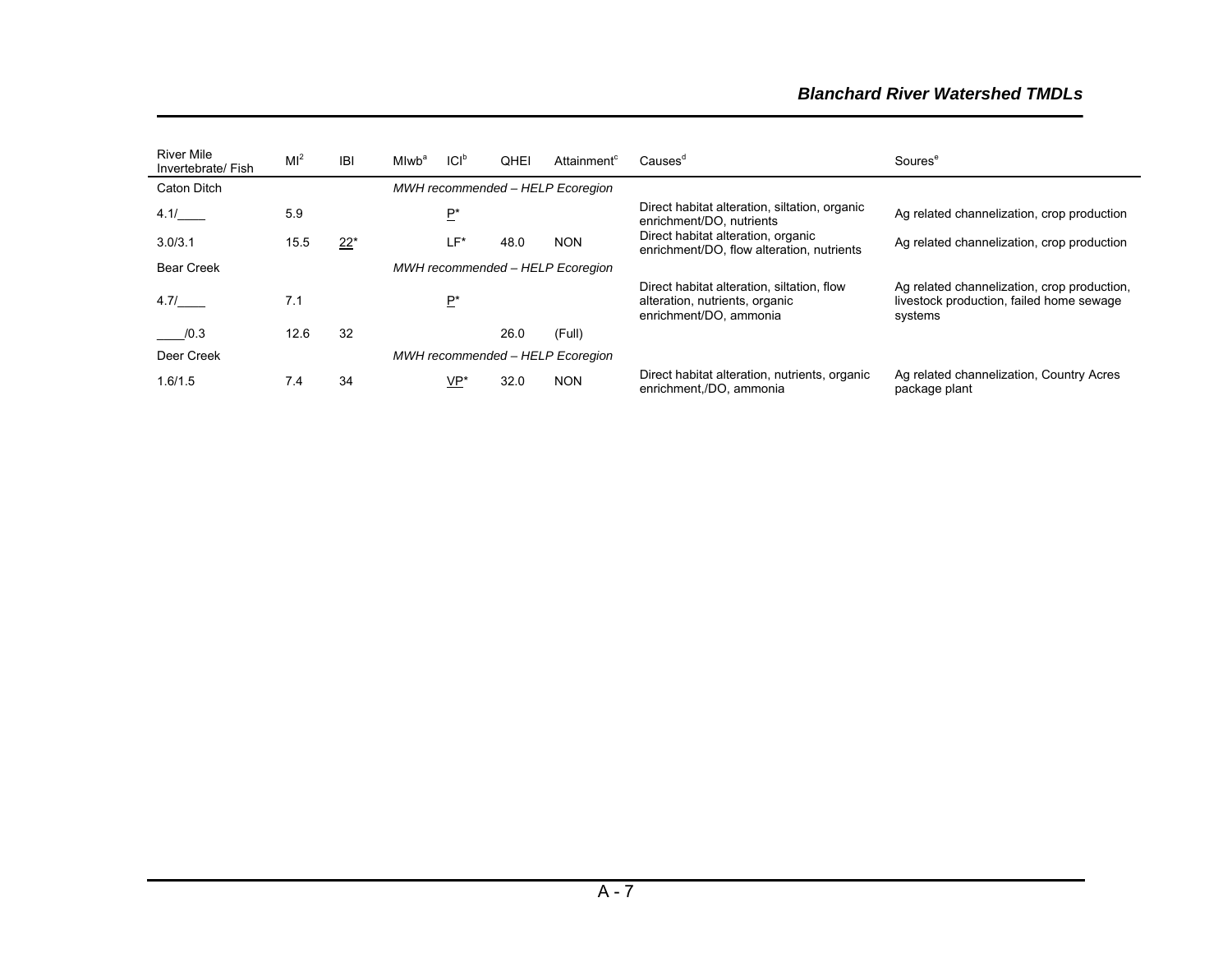| River Mile Invertebrate/ Fish | MI[2] | IBI | MIwb[a] | ICI[b] | QHEI | Attainment[c] | Causes[d] | Soures[e] |
|---|---|---|---|---|---|---|---|---|
| Caton Ditch | | | *MWH recommended – HELP Ecoregion* | | | | | |
| 4.1/____ | 5.9 | | | P* | | | Direct habitat alteration, siltation, organic enrichment/DO, nutrients | Ag related channelization, crop production |
| 3.0/3.1 | 15.5 | 22* | | LF* | 48.0 | NON | Direct habitat alteration, organic enrichment/DO, flow alteration, nutrients | Ag related channelization, crop production |
| Bear Creek | | | *MWH recommended – HELP Ecoregion* | | | | | |
| 4.7/____ | 7.1 | | | P* | | | Direct habitat alteration, siltation, flow alteration, nutrients, organic enrichment/DO, ammonia | Ag related channelization, crop production, livestock production, failed home sewage systems |
| ____/0.3 | 12.6 | 32 | | | 26.0 | (Full) | | |
| Deer Creek | | | *MWH recommended – HELP Ecoregion* | | | | | |
| 1.6/1.5 | 7.4 | 34 | | VP* | 32.0 | NON | Direct habitat alteration, nutrients, organic enrichment,/DO, ammonia | Ag related channelization, Country Acres package plant |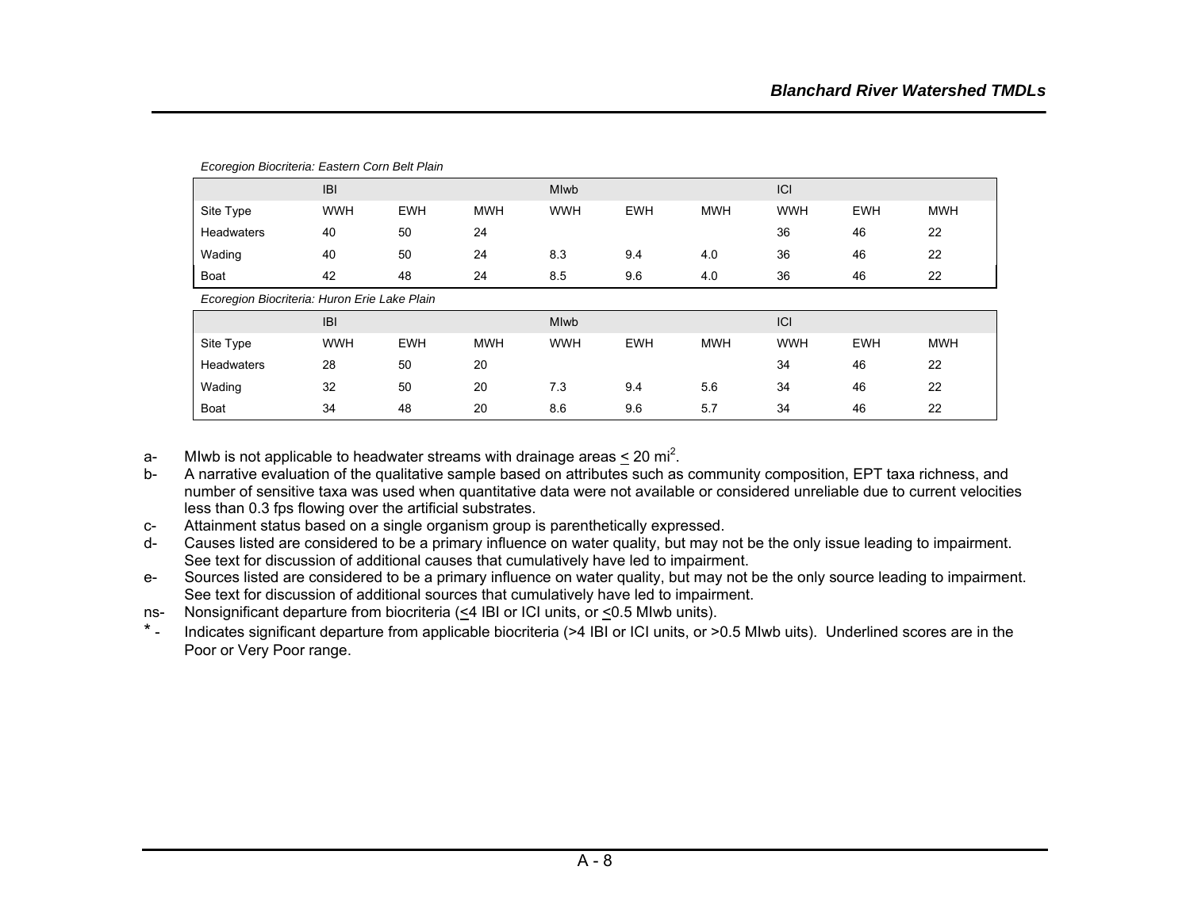*Ecoregion Biocriteria: Eastern Corn Belt Plain*

| | IBI | | | MIwb | | | ICI | | |
|---|---|---|---|---|---|---|---|---|---|
| Site Type | WWH | EWH | MWH | WWH | EWH | MWH | WWH | EWH | MWH |
| Headwaters | 40 | 50 | 24 | | | | 36 | 46 | 22 |
| Wading | 40 | 50 | 24 | 8.3 | 9.4 | 4.0 | 36 | 46 | 22 |
| Boat | 42 | 48 | 24 | 8.5 | 9.6 | 4.0 | 36 | 46 | 22 |

*Ecoregion Biocriteria: Huron Erie Lake Plain*

| | IBI | | | MIwb | | | ICI | | |
|---|---|---|---|---|---|---|---|---|---|
| Site Type | WWH | EWH | MWH | WWH | EWH | MWH | WWH | EWH | MWH |
| Headwaters | 28 | 50 | 20 | | | | 34 | 46 | 22 |
| Wading | 32 | 50 | 20 | 7.3 | 9.4 | 5.6 | 34 | 46 | 22 |
| Boat | 34 | 48 | 20 | 8.6 | 9.6 | 5.7 | 34 | 46 | 22 |

a- MIwb is not applicable to headwater streams with drainage areas ≤ 20 mi$^2$.

b- A narrative evaluation of the qualitative sample based on attributes such as community composition, EPT taxa richness, and number of sensitive taxa was used when quantitative data were not available or considered unreliable due to current velocities less than 0.3 fps flowing over the artificial substrates.

c- Attainment status based on a single organism group is parenthetically expressed.

d- Causes listed are considered to be a primary influence on water quality, but may not be the only issue leading to impairment. See text for discussion of additional causes that cumulatively have led to impairment.

e- Sources listed are considered to be a primary influence on water quality, but may not be the only source leading to impairment. See text for discussion of additional sources that cumulatively have led to impairment.

ns- Nonsignificant departure from biocriteria (≤4 IBI or ICI units, or ≤0.5 MIwb units).

* - Indicates significant departure from applicable biocriteria (>4 IBI or ICI units, or >0.5 MIwb uits). Underlined scores are in the Poor or Very Poor range.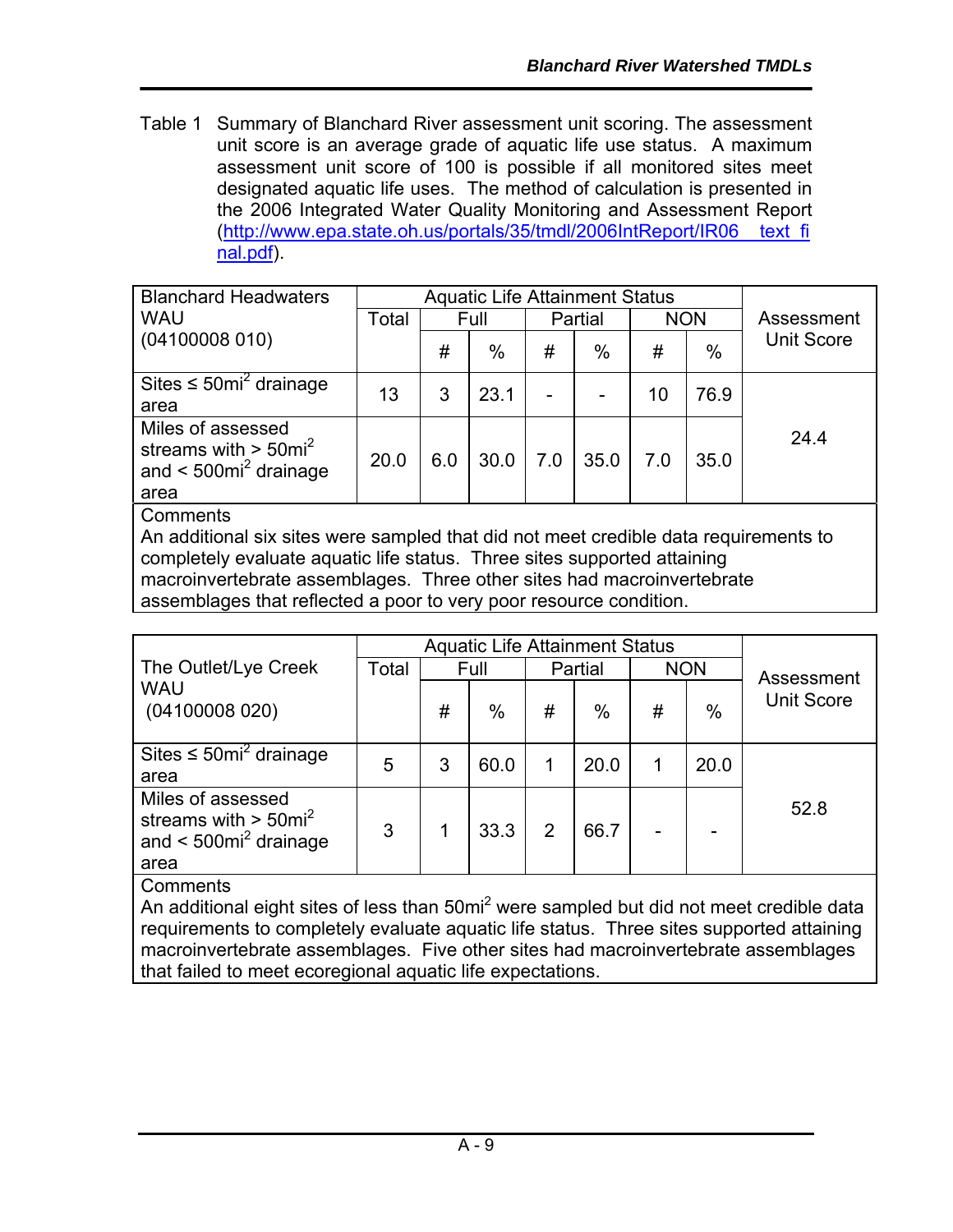Table 1 Summary of Blanchard River assessment unit scoring. The assessment unit score is an average grade of aquatic life use status. A maximum assessment unit score of 100 is possible if all monitored sites meet designated aquatic life uses. The method of calculation is presented in the 2006 Integrated Water Quality Monitoring and Assessment Report (http://www.epa.state.oh.us/portals/35/tmdl/2006IntReport/IR06_text_final.pdf).

| Blanchard Headwaters WAU (04100008 010) | Aquatic Life Attainment Status | | | | | | | Assessment Unit Score |
|---|---|---|---|---|---|---|---|---|
| | Total | Full | | Partial | | NON | | |
| | | # | % | # | % | # | % | |
| Sites ≤ $50mi^2$ drainage area | 13 | 3 | 23.1 | - | - | 10 | 76.9 | 24.4 |
| Miles of assessed streams with > $50mi^2$ and < $500mi^2$ drainage area | 20.0 | 6.0 | 30.0 | 7.0 | 35.0 | 7.0 | 35.0 | |
| Comments<br>An additional six sites were sampled that did not meet credible data requirements to completely evaluate aquatic life status. Three sites supported attaining macroinvertebrate assemblages. Three other sites had macroinvertebrate assemblages that reflected a poor to very poor resource condition. | | | | | | | | |

| The Outlet/Lye Creek WAU (04100008 020) | Aquatic Life Attainment Status | | | | | | | Assessment Unit Score |
|---|---|---|---|---|---|---|---|---|
| | Total | Full | | Partial | | NON | | |
| | | # | % | # | % | # | % | |
| Sites ≤ $50mi^2$ drainage area | 5 | 3 | 60.0 | 1 | 20.0 | 1 | 20.0 | 52.8 |
| Miles of assessed streams with > $50mi^2$ and < $500mi^2$ drainage area | 3 | 1 | 33.3 | 2 | 66.7 | - | - | |
| Comments<br>An additional eight sites of less than $50mi^2$ were sampled but did not meet credible data requirements to completely evaluate aquatic life status. Three sites supported attaining macroinvertebrate assemblages. Five other sites had macroinvertebrate assemblages that failed to meet ecoregional aquatic life expectations. | | | | | | | | |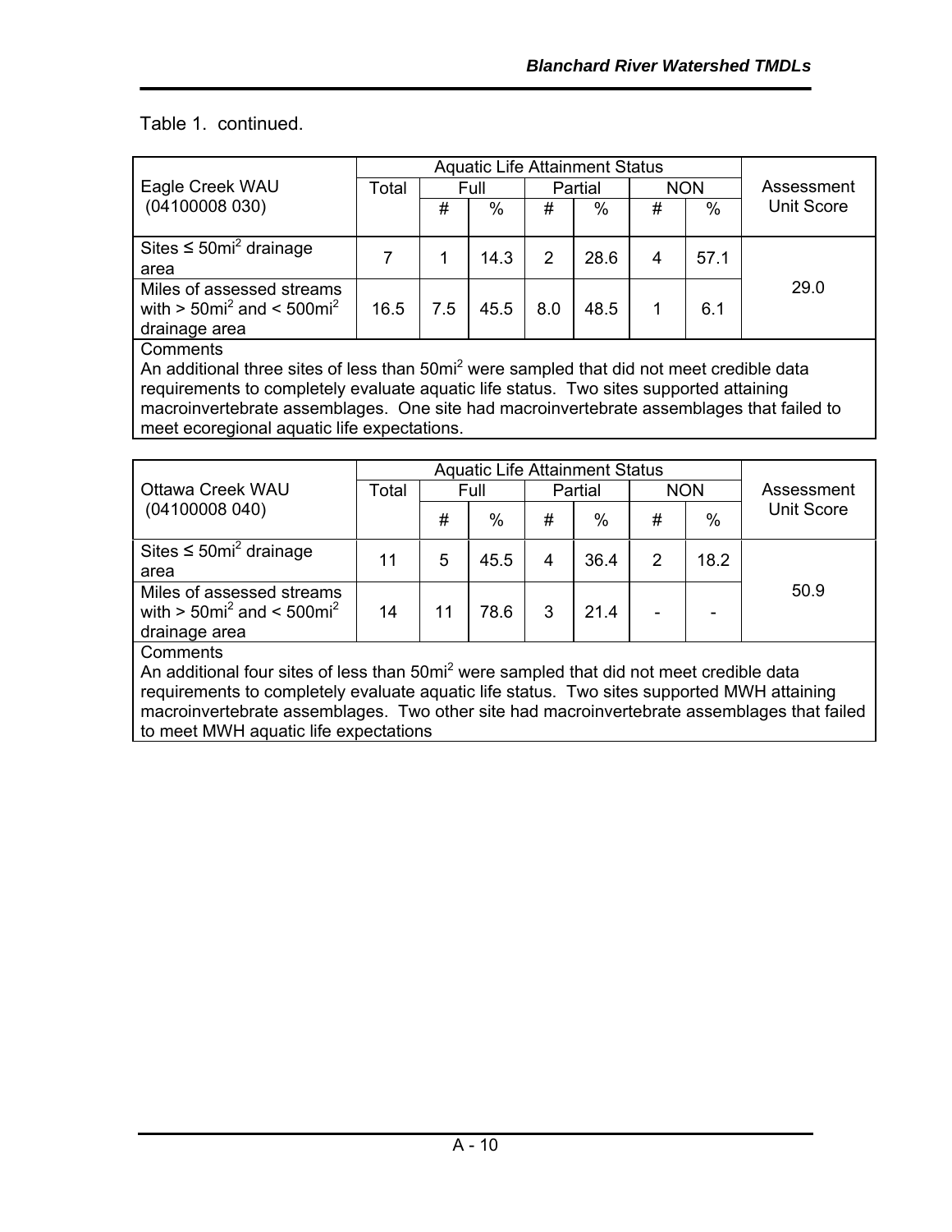Table 1. continued.

| Eagle Creek WAU (04100008 030) | Aquatic Life Attainment Status | | | | | | | Assessment Unit Score |
|---|---|---|---|---|---|---|---|---|
| | Total | Full | | Partial | | NON | | |
| | | # | % | # | % | # | % | |
| Sites ≤ 50mi$^2$ drainage area | 7 | 1 | 14.3 | 2 | 28.6 | 4 | 57.1 | 29.0 |
| Miles of assessed streams with > 50mi$^2$ and < 500mi$^2$ drainage area | 16.5 | 7.5 | 45.5 | 8.0 | 48.5 | 1 | 6.1 | |

Comments
An additional three sites of less than 50mi$^2$ were sampled that did not meet credible data requirements to completely evaluate aquatic life status. Two sites supported attaining macroinvertebrate assemblages. One site had macroinvertebrate assemblages that failed to meet ecoregional aquatic life expectations.

| Ottawa Creek WAU (04100008 040) | Aquatic Life Attainment Status | | | | | | | Assessment Unit Score |
|---|---|---|---|---|---|---|---|---|
| | Total | Full | | Partial | | NON | | |
| | | # | % | # | % | # | % | |
| Sites ≤ 50mi$^2$ drainage area | 11 | 5 | 45.5 | 4 | 36.4 | 2 | 18.2 | 50.9 |
| Miles of assessed streams with > 50mi$^2$ and < 500mi$^2$ drainage area | 14 | 11 | 78.6 | 3 | 21.4 | - | - | |

Comments
An additional four sites of less than 50mi$^2$ were sampled that did not meet credible data requirements to completely evaluate aquatic life status. Two sites supported MWH attaining macroinvertebrate assemblages. Two other site had macroinvertebrate assemblages that failed to meet MWH aquatic life expectations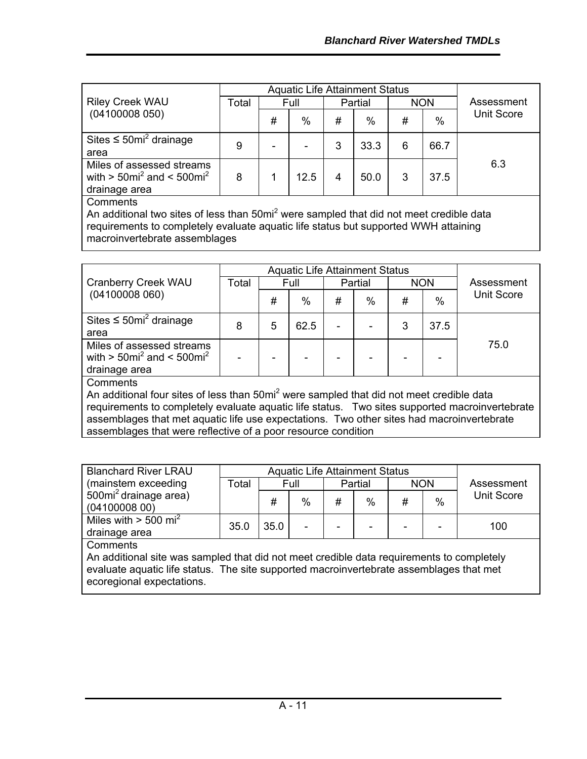| Riley Creek WAU (04100008 050) | Aquatic Life Attainment Status | | | | | | | Assessment Unit Score |
|---|---|---|---|---|---|---|---|---|
| | Total | Full | | Partial | | NON | | |
| | | # | % | # | % | # | % | |
| Sites ≤ $50mi^2$ drainage area | 9 | - | - | 3 | 33.3 | 6 | 66.7 | 6.3 |
| Miles of assessed streams with > $50mi^2$ and < $500mi^2$ drainage area | 8 | 1 | 12.5 | 4 | 50.0 | 3 | 37.5 | |
| Comments<br>An additional two sites of less than $50mi^2$ were sampled that did not meet credible data requirements to completely evaluate aquatic life status but supported WWH attaining macroinvertebrate assemblages | | | | | | | | |

| Cranberry Creek WAU (04100008 060) | Aquatic Life Attainment Status | | | | | | | Assessment Unit Score |
|---|---|---|---|---|---|---|---|---|
| | Total | Full | | Partial | | NON | | |
| | | # | % | # | % | # | % | |
| Sites ≤ $50mi^2$ drainage area | 8 | 5 | 62.5 | - | - | 3 | 37.5 | 75.0 |
| Miles of assessed streams with > $50mi^2$ and < $500mi^2$ drainage area | - | - | - | - | - | - | - | |
| Comments<br>An additional four sites of less than $50mi^2$ were sampled that did not meet credible data requirements to completely evaluate aquatic life status. Two sites supported macroinvertebrate assemblages that met aquatic life use expectations. Two other sites had macroinvertebrate assemblages that were reflective of a poor resource condition | | | | | | | | |

| Blanchard River LRAU (mainstem exceeding $500mi^2$ drainage area) (04100008 00) | Aquatic Life Attainment Status | | | | | | | Assessment Unit Score |
|---|---|---|---|---|---|---|---|---|
| | Total | Full | | Partial | | NON | | |
| | | # | % | # | % | # | % | |
| Miles with > 500 $mi^2$ drainage area | 35.0 | 35.0 | - | - | - | - | - | 100 |
| Comments<br>An additional site was sampled that did not meet credible data requirements to completely evaluate aquatic life status. The site supported macroinvertebrate assemblages that met ecoregional expectations. | | | | | | | | |